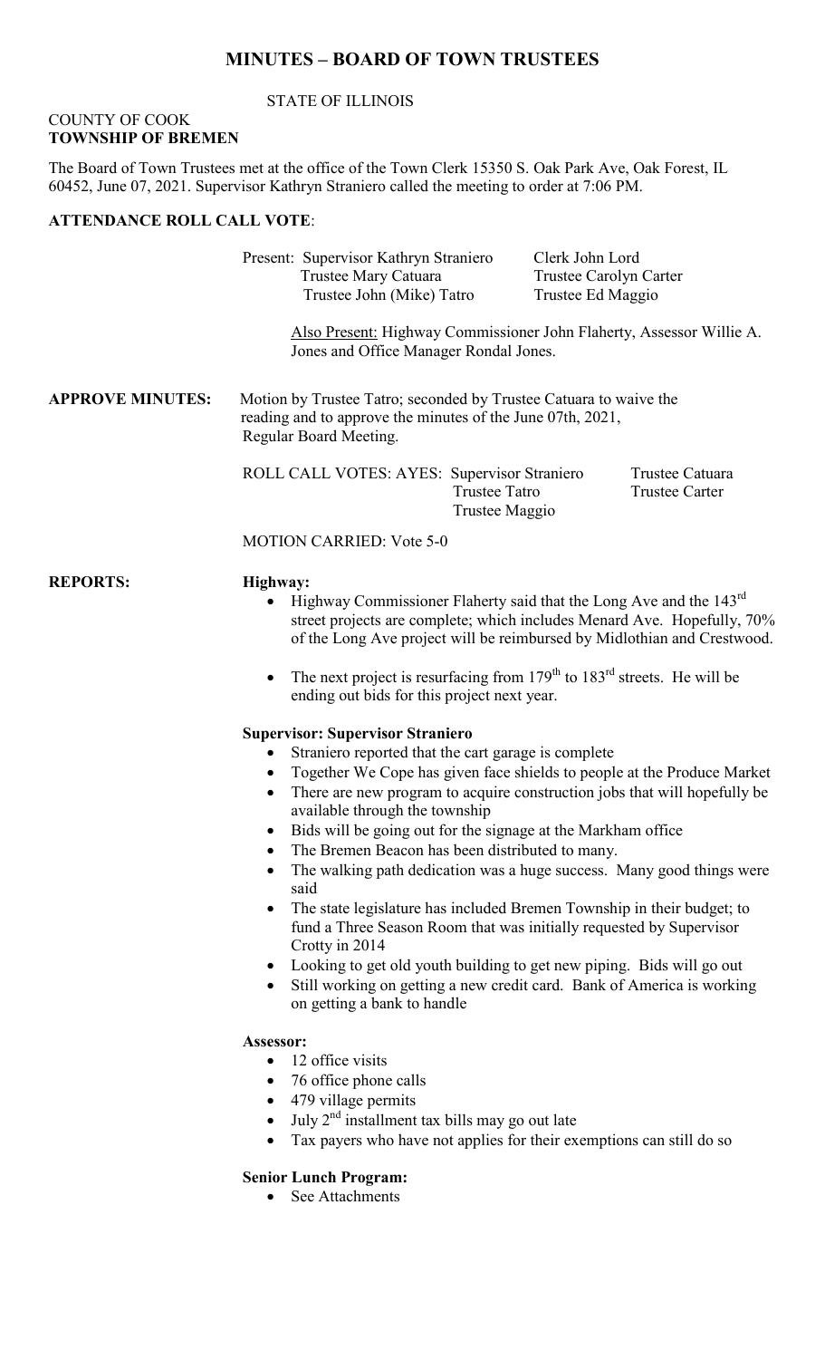# MINUTES – BOARD OF TOWN TRUSTEES

STATE OF ILLINOIS

COUNTY OF COOK
**TOWNSHIP OF BREMEN**

The Board of Town Trustees met at the office of the Town Clerk 15350 S. Oak Park Ave, Oak Forest, IL 60452, June 07, 2021. Supervisor Kathryn Straniero called the meeting to order at 7:06 PM.

**ATTENDANCE ROLL CALL VOTE**:

Present: Supervisor Kathryn Straniero, Clerk John Lord, Trustee Mary Catuara, Trustee Carolyn Carter, Trustee John (Mike) Tatro, Trustee Ed Maggio

Also Present: Highway Commissioner John Flaherty, Assessor Willie A. Jones and Office Manager Rondal Jones.

**APPROVE MINUTES:** Motion by Trustee Tatro; seconded by Trustee Catuara to waive the reading and to approve the minutes of the June 07th, 2021, Regular Board Meeting.

ROLL CALL VOTES: AYES: Supervisor Straniero, Trustee Catuara, Trustee Tatro, Trustee Carter, Trustee Maggio

MOTION CARRIED: Vote 5-0

**REPORTS:**

**Highway:**

- Highway Commissioner Flaherty said that the Long Ave and the 143rd street projects are complete; which includes Menard Ave. Hopefully, 70% of the Long Ave project will be reimbursed by Midlothian and Crestwood.
- The next project is resurfacing from 179th to 183rd streets. He will be ending out bids for this project next year.

**Supervisor: Supervisor Straniero**

- Straniero reported that the cart garage is complete
- Together We Cope has given face shields to people at the Produce Market
- There are new program to acquire construction jobs that will hopefully be available through the township
- Bids will be going out for the signage at the Markham office
- The Bremen Beacon has been distributed to many.
- The walking path dedication was a huge success. Many good things were said
- The state legislature has included Bremen Township in their budget; to fund a Three Season Room that was initially requested by Supervisor Crotty in 2014
- Looking to get old youth building to get new piping. Bids will go out
- Still working on getting a new credit card. Bank of America is working on getting a bank to handle

**Assessor:**

- 12 office visits
- 76 office phone calls
- 479 village permits
- July 2nd installment tax bills may go out late
- Tax payers who have not applies for their exemptions can still do so

**Senior Lunch Program:**

- See Attachments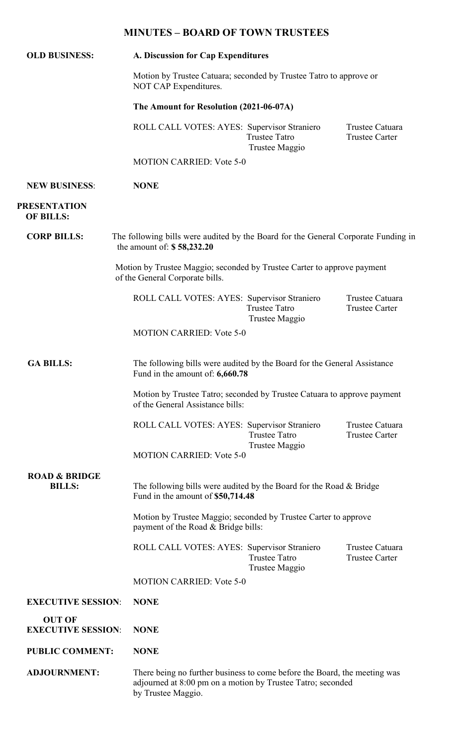# MINUTES – BOARD OF TOWN TRUSTEES

**OLD BUSINESS:** **A. Discussion for Cap Expenditures**

Motion by Trustee Catuara; seconded by Trustee Tatro to approve or NOT CAP Expenditures.

**The Amount for Resolution (2021-06-07A)**

ROLL CALL VOTES: AYES: Supervisor Straniero, Trustee Catuara, Trustee Tatro, Trustee Carter, Trustee Maggio

MOTION CARRIED: Vote 5-0

**NEW BUSINESS:** **NONE**

**PRESENTATION OF BILLS:**

**CORP BILLS:** The following bills were audited by the Board for the General Corporate Funding in the amount of: **$ 58,232.20**

Motion by Trustee Maggio; seconded by Trustee Carter to approve payment of the General Corporate bills.

ROLL CALL VOTES: AYES: Supervisor Straniero, Trustee Catuara, Trustee Tatro, Trustee Carter, Trustee Maggio

MOTION CARRIED: Vote 5-0

**GA BILLS:** The following bills were audited by the Board for the General Assistance Fund in the amount of: **6,660.78**

Motion by Trustee Tatro; seconded by Trustee Catuara to approve payment of the General Assistance bills:

ROLL CALL VOTES: AYES: Supervisor Straniero, Trustee Catuara, Trustee Tatro, Trustee Carter, Trustee Maggio

MOTION CARRIED: Vote 5-0

**ROAD & BRIDGE BILLS:** The following bills were audited by the Board for the Road & Bridge Fund in the amount of **$50,714.48**

Motion by Trustee Maggio; seconded by Trustee Carter to approve payment of the Road & Bridge bills:

ROLL CALL VOTES: AYES: Supervisor Straniero, Trustee Catuara, Trustee Tatro, Trustee Carter, Trustee Maggio

MOTION CARRIED: Vote 5-0

**EXECUTIVE SESSION:** **NONE**

**OUT OF EXECUTIVE SESSION:** **NONE**

**PUBLIC COMMENT:** **NONE**

**ADJOURNMENT:** There being no further business to come before the Board, the meeting was adjourned at 8:00 pm on a motion by Trustee Tatro; seconded by Trustee Maggio.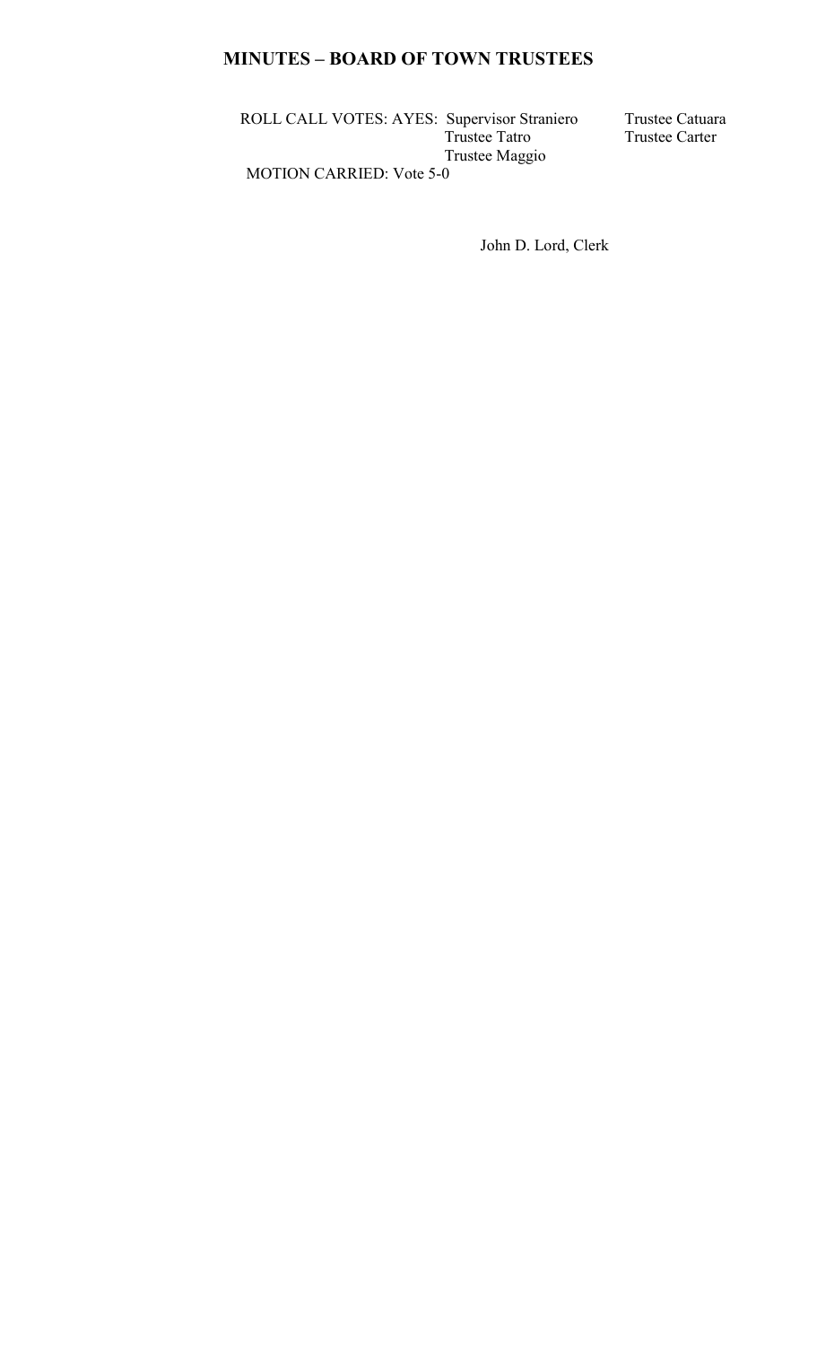ROLL CALL VOTES: AYES: Supervisor Straniero, Trustee Catuara, Trustee Tatro, Trustee Carter, Trustee Maggio

MOTION CARRIED: Vote 5-0

John D. Lord, Clerk